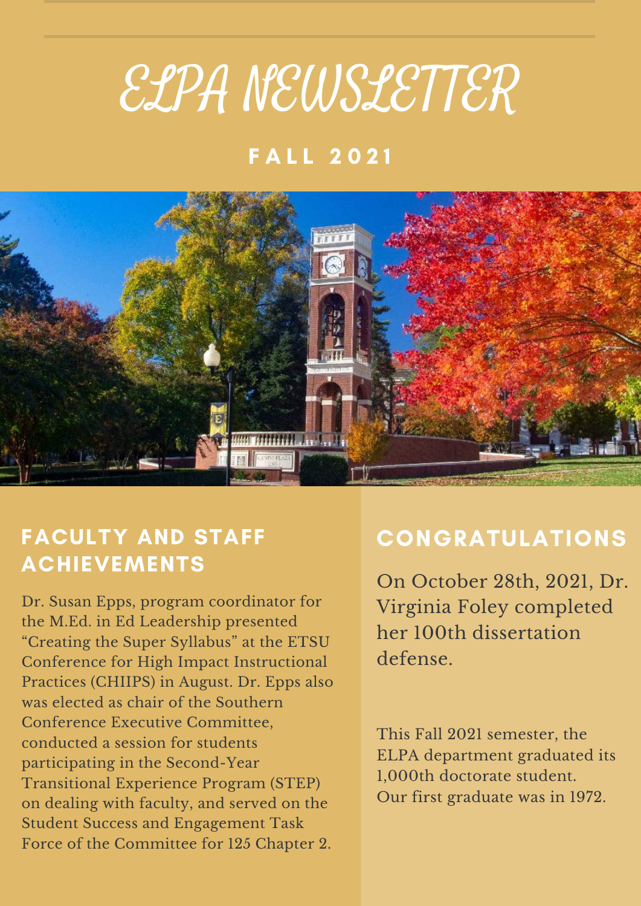# ELPA NEWSLETTER

## FALL 2021

## FACULTY AND STAFF ACHIEVEMENTS

Dr. Susan Epps, program coordinator for the M.Ed. in Ed Leadership presented "Creating the Super Syllabus" at the ETSU Conference for High Impact Instructional Practices (CHIIPS) in August. Dr. Epps also was elected as chair of the Southern Conference Executive Committee, conducted a session for students participating in the Second-Year Transitional Experience Program (STEP) on dealing with faculty, and served on the Student Success and Engagement Task Force of the Committee for 125 Chapter 2.

## CONGRATULATIONS

On October 28th, 2021, Dr. Virginia Foley completed her 100th dissertation defense.

This Fall 2021 semester, the ELPA department graduated its 1,000th doctorate student. Our first graduate was in 1972.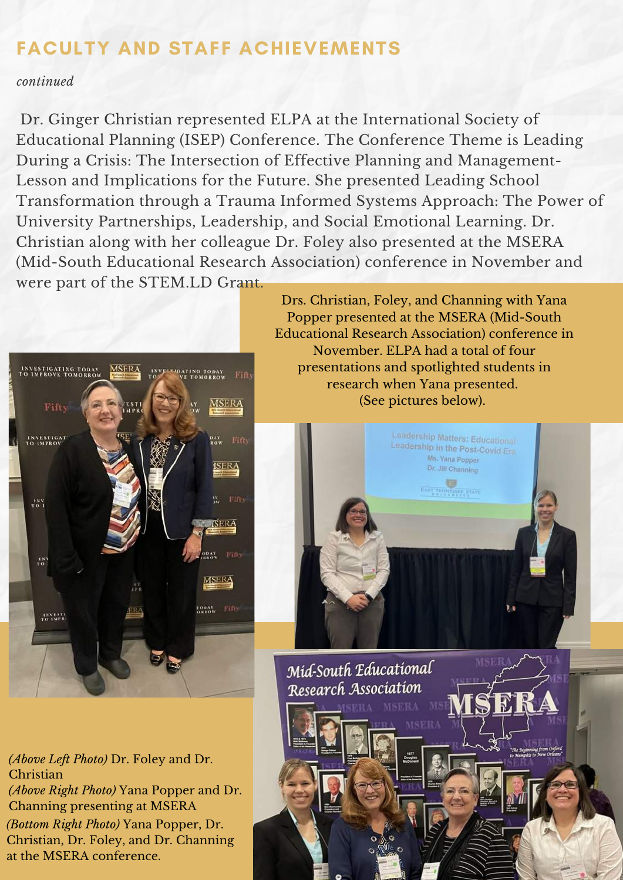## FACULTY AND STAFF ACHIEVEMENTS

*continued*

Dr. Ginger Christian represented ELPA at the International Society of Educational Planning (ISEP) Conference. The Conference Theme is Leading During a Crisis: The Intersection of Effective Planning and Management-Lesson and Implications for the Future. She presented Leading School Transformation through a Trauma Informed Systems Approach: The Power of University Partnerships, Leadership, and Social Emotional Learning. Dr. Christian along with her colleague Dr. Foley also presented at the MSERA (Mid-South Educational Research Association) conference in November and were part of the STEM.LD Grant.

Drs. Christian, Foley, and Channing with Yana Popper presented at the MSERA (Mid-South Educational Research Association) conference in November. ELPA had a total of four presentations and spotlighted students in research when Yana presented. (See pictures below).

*(Above Left Photo)* Dr. Foley and Dr. Christian

*(Above Right Photo)* Yana Popper and Dr. Channing presenting at MSERA

*(Bottom Right Photo)* Yana Popper, Dr. Christian, Dr. Foley, and Dr. Channing at the MSERA conference.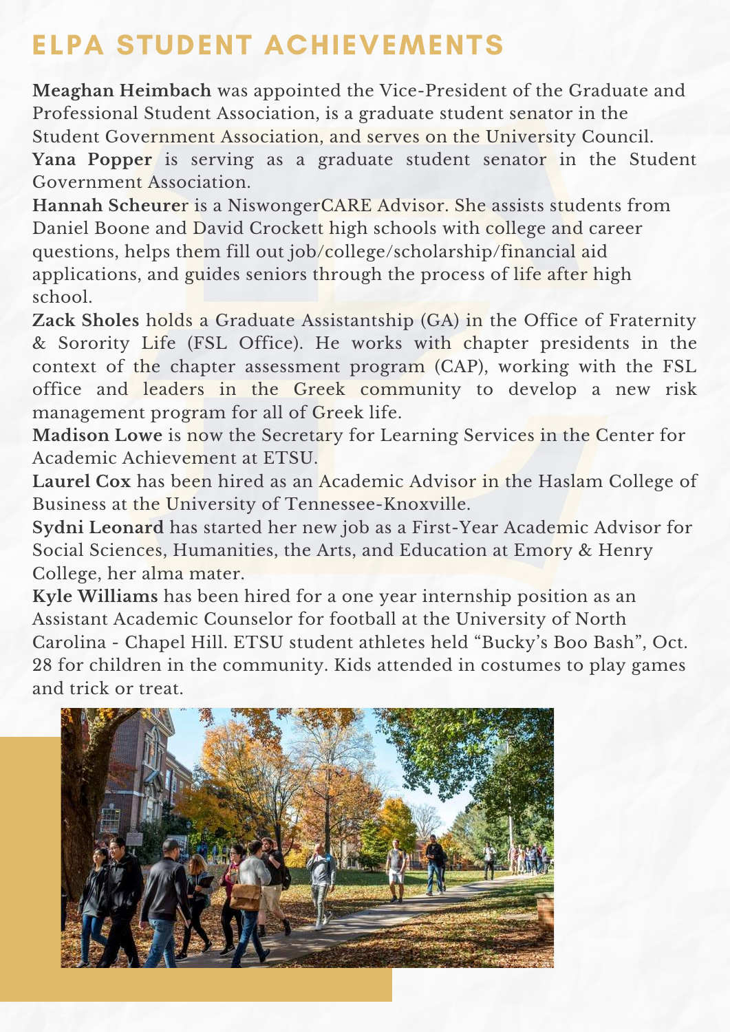# ELPA STUDENT ACHIEVEMENTS

**Meaghan Heimbach** was appointed the Vice-President of the Graduate and Professional Student Association, is a graduate student senator in the Student Government Association, and serves on the University Council.

**Yana Popper** is serving as a graduate student senator in the Student Government Association.

**Hannah Scheurer** is a NiswongerCARE Advisor. She assists students from Daniel Boone and David Crockett high schools with college and career questions, helps them fill out job/college/scholarship/financial aid applications, and guides seniors through the process of life after high school.

**Zack Sholes** holds a Graduate Assistantship (GA) in the Office of Fraternity & Sorority Life (FSL Office). He works with chapter presidents in the context of the chapter assessment program (CAP), working with the FSL office and leaders in the Greek community to develop a new risk management program for all of Greek life.

**Madison Lowe** is now the Secretary for Learning Services in the Center for Academic Achievement at ETSU.

**Laurel Cox** has been hired as an Academic Advisor in the Haslam College of Business at the University of Tennessee-Knoxville.

**Sydni Leonard** has started her new job as a First-Year Academic Advisor for Social Sciences, Humanities, the Arts, and Education at Emory & Henry College, her alma mater.

**Kyle Williams** has been hired for a one year internship position as an Assistant Academic Counselor for football at the University of North Carolina - Chapel Hill. ETSU student athletes held "Bucky's Boo Bash", Oct. 28 for children in the community. Kids attended in costumes to play games and trick or treat.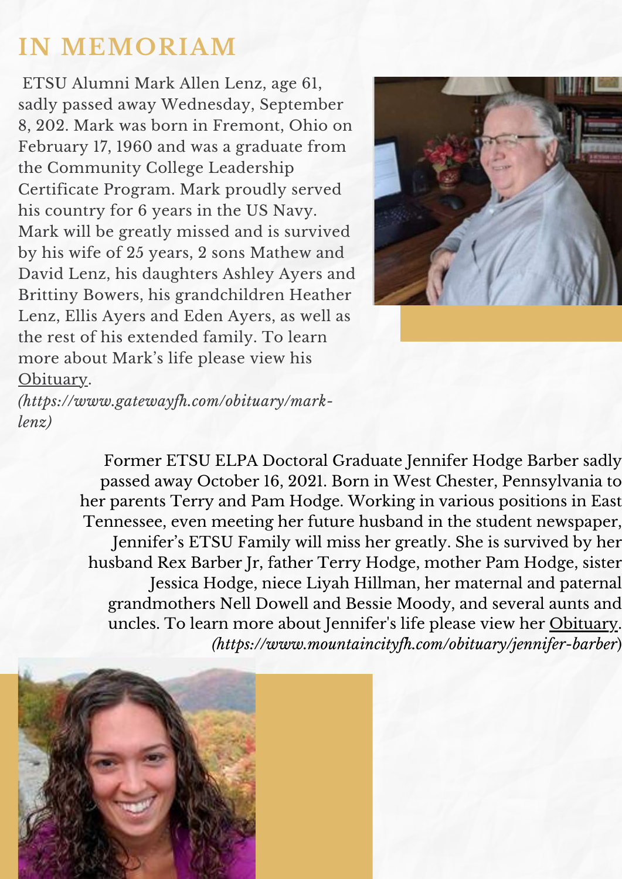# IN MEMORIAM

ETSU Alumni Mark Allen Lenz, age 61, sadly passed away Wednesday, September 8, 202. Mark was born in Fremont, Ohio on February 17, 1960 and was a graduate from the Community College Leadership Certificate Program. Mark proudly served his country for 6 years in the US Navy. Mark will be greatly missed and is survived by his wife of 25 years, 2 sons Mathew and David Lenz, his daughters Ashley Ayers and Brittiny Bowers, his grandchildren Heather Lenz, Ellis Ayers and Eden Ayers, as well as the rest of his extended family. To learn more about Mark's life please view his Obituary.
*(https://www.gatewayfh.com/obituary/mark-lenz)*

Former ETSU ELPA Doctoral Graduate Jennifer Hodge Barber sadly passed away October 16, 2021. Born in West Chester, Pennsylvania to her parents Terry and Pam Hodge. Working in various positions in East Tennessee, even meeting her future husband in the student newspaper, Jennifer's ETSU Family will miss her greatly. She is survived by her husband Rex Barber Jr, father Terry Hodge, mother Pam Hodge, sister Jessica Hodge, niece Liyah Hillman, her maternal and paternal grandmothers Nell Dowell and Bessie Moody, and several aunts and uncles. To learn more about Jennifer's life please view her Obituary.
*(https://www.mountaincityfh.com/obituary/jennifer-barber)*